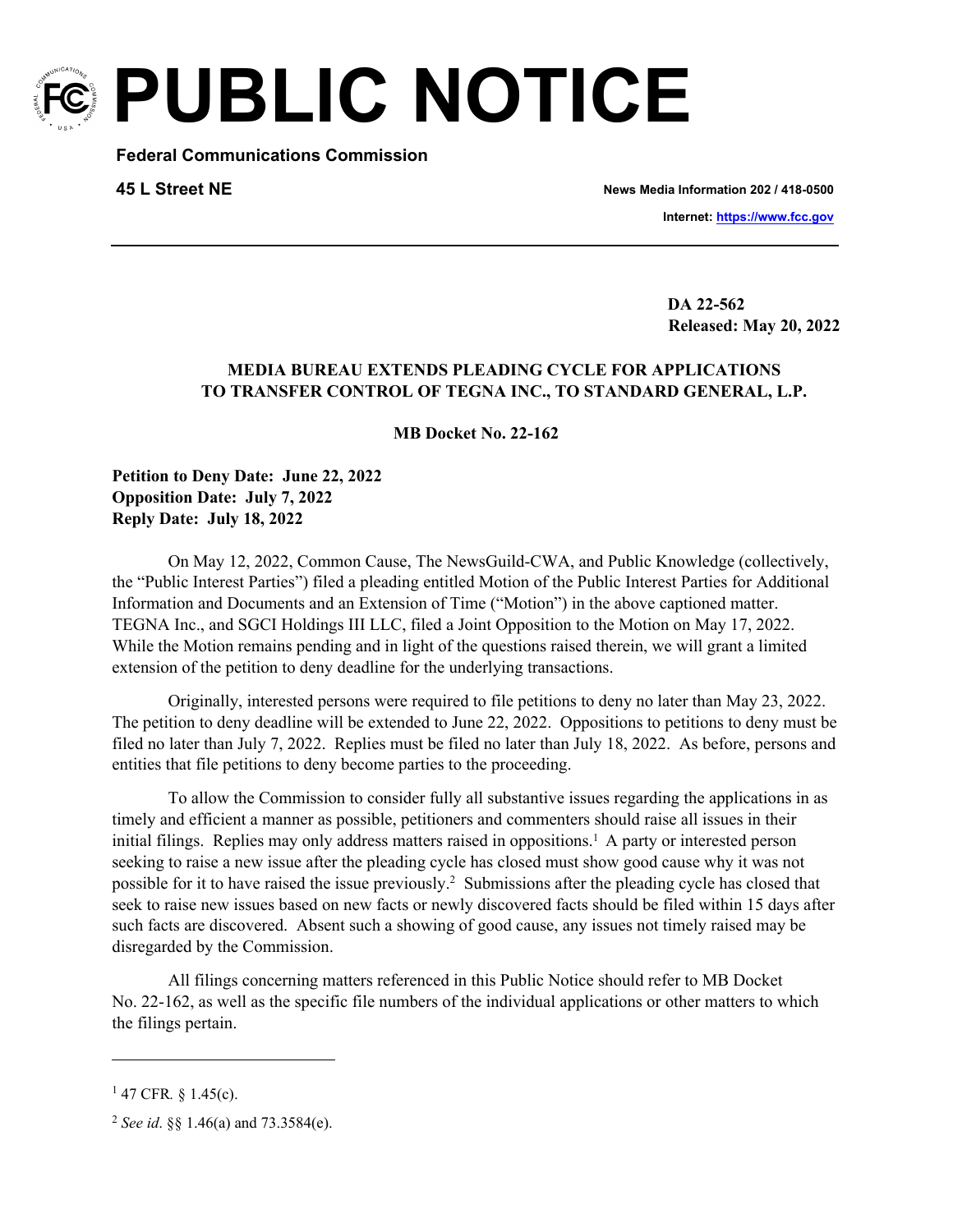# PUBLIC NOTICE

**Federal Communications Commission**

**45 L Street NE**

**News Media Information 202 / 418-0500**

**Internet: https://www.fcc.gov**

**DA 22-562**
**Released: May 20, 2022**

**MEDIA BUREAU EXTENDS PLEADING CYCLE FOR APPLICATIONS TO TRANSFER CONTROL OF TEGNA INC., TO STANDARD GENERAL, L.P.**

**MB Docket No. 22-162**

**Petition to Deny Date: June 22, 2022**
**Opposition Date: July 7, 2022**
**Reply Date: July 18, 2022**

On May 12, 2022, Common Cause, The NewsGuild-CWA, and Public Knowledge (collectively, the "Public Interest Parties") filed a pleading entitled Motion of the Public Interest Parties for Additional Information and Documents and an Extension of Time ("Motion") in the above captioned matter. TEGNA Inc., and SGCI Holdings III LLC, filed a Joint Opposition to the Motion on May 17, 2022. While the Motion remains pending and in light of the questions raised therein, we will grant a limited extension of the petition to deny deadline for the underlying transactions.

Originally, interested persons were required to file petitions to deny no later than May 23, 2022. The petition to deny deadline will be extended to June 22, 2022. Oppositions to petitions to deny must be filed no later than July 7, 2022. Replies must be filed no later than July 18, 2022. As before, persons and entities that file petitions to deny become parties to the proceeding.

To allow the Commission to consider fully all substantive issues regarding the applications in as timely and efficient a manner as possible, petitioners and commenters should raise all issues in their initial filings. Replies may only address matters raised in oppositions.[1] A party or interested person seeking to raise a new issue after the pleading cycle has closed must show good cause why it was not possible for it to have raised the issue previously.[2] Submissions after the pleading cycle has closed that seek to raise new issues based on new facts or newly discovered facts should be filed within 15 days after such facts are discovered. Absent such a showing of good cause, any issues not timely raised may be disregarded by the Commission.

All filings concerning matters referenced in this Public Notice should refer to MB Docket No. 22-162, as well as the specific file numbers of the individual applications or other matters to which the filings pertain.

---

[1] 47 CFR. § 1.45(c).

[2] *See id.* §§ 1.46(a) and 73.3584(e).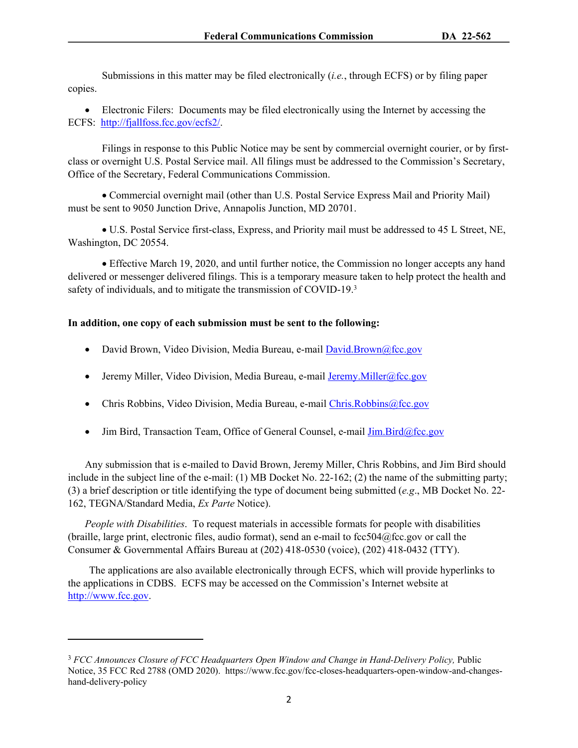Submissions in this matter may be filed electronically (*i.e.*, through ECFS) or by filing paper copies.

- Electronic Filers: Documents may be filed electronically using the Internet by accessing the ECFS: http://fjallfoss.fcc.gov/ecfs2/.

Filings in response to this Public Notice may be sent by commercial overnight courier, or by first-class or overnight U.S. Postal Service mail. All filings must be addressed to the Commission's Secretary, Office of the Secretary, Federal Communications Commission.

- Commercial overnight mail (other than U.S. Postal Service Express Mail and Priority Mail) must be sent to 9050 Junction Drive, Annapolis Junction, MD 20701.

- U.S. Postal Service first-class, Express, and Priority mail must be addressed to 45 L Street, NE, Washington, DC 20554.

- Effective March 19, 2020, and until further notice, the Commission no longer accepts any hand delivered or messenger delivered filings. This is a temporary measure taken to help protect the health and safety of individuals, and to mitigate the transmission of COVID-19.[3]

**In addition, one copy of each submission must be sent to the following:**

- David Brown, Video Division, Media Bureau, e-mail David.Brown@fcc.gov
- Jeremy Miller, Video Division, Media Bureau, e-mail Jeremy.Miller@fcc.gov
- Chris Robbins, Video Division, Media Bureau, e-mail Chris.Robbins@fcc.gov
- Jim Bird, Transaction Team, Office of General Counsel, e-mail Jim.Bird@fcc.gov

Any submission that is e-mailed to David Brown, Jeremy Miller, Chris Robbins, and Jim Bird should include in the subject line of the e-mail: (1) MB Docket No. 22-162; (2) the name of the submitting party; (3) a brief description or title identifying the type of document being submitted (*e.g*., MB Docket No. 22-162, TEGNA/Standard Media, *Ex Parte* Notice).

*People with Disabilities*. To request materials in accessible formats for people with disabilities (braille, large print, electronic files, audio format), send an e-mail to fcc504@fcc.gov or call the Consumer & Governmental Affairs Bureau at (202) 418-0530 (voice), (202) 418-0432 (TTY).

The applications are also available electronically through ECFS, which will provide hyperlinks to the applications in CDBS. ECFS may be accessed on the Commission's Internet website at http://www.fcc.gov.

---

[3] *FCC Announces Closure of FCC Headquarters Open Window and Change in Hand-Delivery Policy,* Public Notice, 35 FCC Rcd 2788 (OMD 2020). https://www.fcc.gov/fcc-closes-headquarters-open-window-and-changes-hand-delivery-policy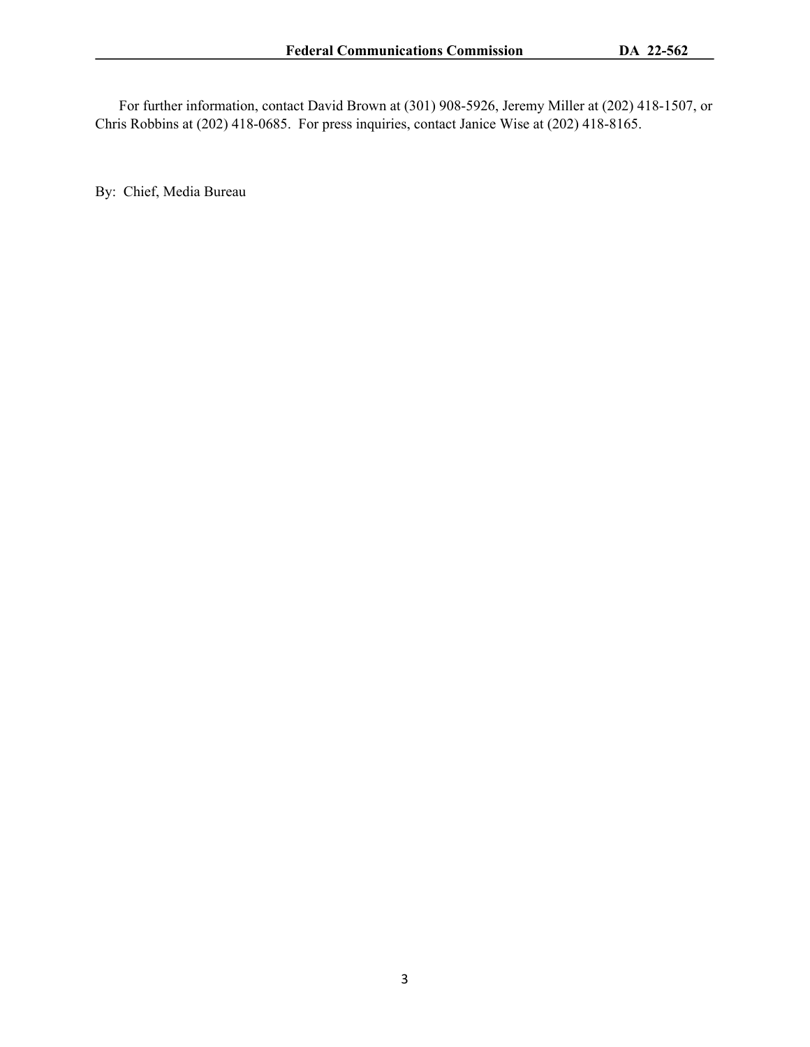For further information, contact David Brown at (301) 908-5926, Jeremy Miller at (202) 418-1507, or Chris Robbins at (202) 418-0685. For press inquiries, contact Janice Wise at (202) 418-8165.

By: Chief, Media Bureau